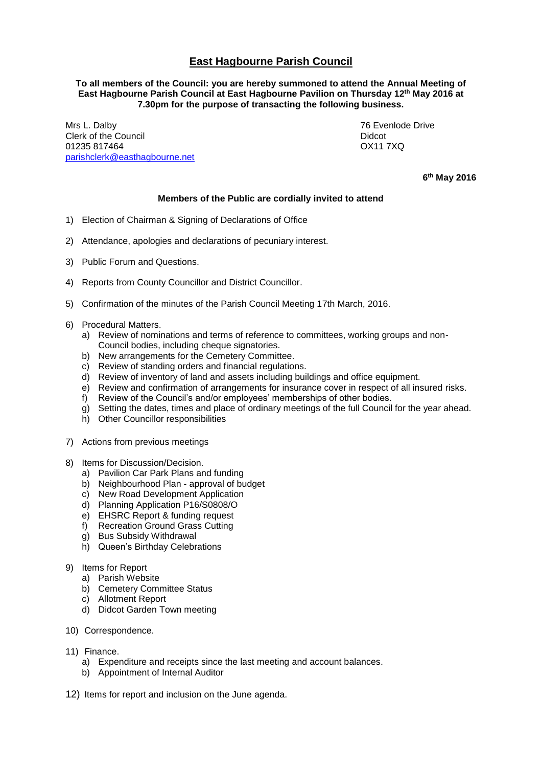# East Hagbourne Parish Council

**To all members of the Council: you are hereby summoned to attend the Annual Meeting of East Hagbourne Parish Council at East Hagbourne Pavilion on Thursday 12th May 2016 at 7.30pm for the purpose of transacting the following business.**

Mrs L. Dalby
Clerk of the Council
01235 817464
parishclerk@easthagbourne.net

76 Evenlode Drive
Didcot
OX11 7XQ

**6th May 2016**

**Members of the Public are cordially invited to attend**

1) Election of Chairman & Signing of Declarations of Office

2) Attendance, apologies and declarations of pecuniary interest.

3) Public Forum and Questions.

4) Reports from County Councillor and District Councillor.

5) Confirmation of the minutes of the Parish Council Meeting 17th March, 2016.

6) Procedural Matters.
   a) Review of nominations and terms of reference to committees, working groups and non-Council bodies, including cheque signatories.
   b) New arrangements for the Cemetery Committee.
   c) Review of standing orders and financial regulations.
   d) Review of inventory of land and assets including buildings and office equipment.
   e) Review and confirmation of arrangements for insurance cover in respect of all insured risks.
   f) Review of the Council's and/or employees' memberships of other bodies.
   g) Setting the dates, times and place of ordinary meetings of the full Council for the year ahead.
   h) Other Councillor responsibilities

7) Actions from previous meetings

8) Items for Discussion/Decision.
   a) Pavilion Car Park Plans and funding
   b) Neighbourhood Plan - approval of budget
   c) New Road Development Application
   d) Planning Application P16/S0808/O
   e) EHSRC Report & funding request
   f) Recreation Ground Grass Cutting
   g) Bus Subsidy Withdrawal
   h) Queen's Birthday Celebrations

9) Items for Report
   a) Parish Website
   b) Cemetery Committee Status
   c) Allotment Report
   d) Didcot Garden Town meeting

10) Correspondence.

11) Finance.
   a) Expenditure and receipts since the last meeting and account balances.
   b) Appointment of Internal Auditor

12) Items for report and inclusion on the June agenda.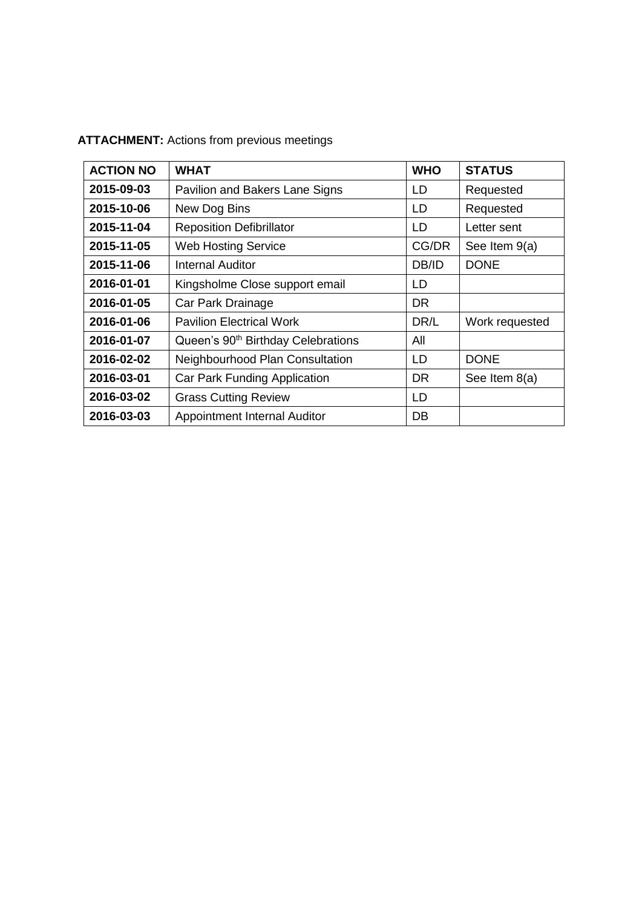**ATTACHMENT:** Actions from previous meetings

| ACTION NO | WHAT | WHO | STATUS |
|---|---|---|---|
| **2015-09-03** | Pavilion and Bakers Lane Signs | LD | Requested |
| **2015-10-06** | New Dog Bins | LD | Requested |
| **2015-11-04** | Reposition Defibrillator | LD | Letter sent |
| **2015-11-05** | Web Hosting Service | CG/DR | See Item 9(a) |
| **2015-11-06** | Internal Auditor | DB/ID | DONE |
| **2016-01-01** | Kingsholme Close support email | LD | |
| **2016-01-05** | Car Park Drainage | DR | |
| **2016-01-06** | Pavilion Electrical Work | DR/L | Work requested |
| **2016-01-07** | Queen's 90th Birthday Celebrations | All | |
| **2016-02-02** | Neighbourhood Plan Consultation | LD | DONE |
| **2016-03-01** | Car Park Funding Application | DR | See Item 8(a) |
| **2016-03-02** | Grass Cutting Review | LD | |
| **2016-03-03** | Appointment Internal Auditor | DB | |